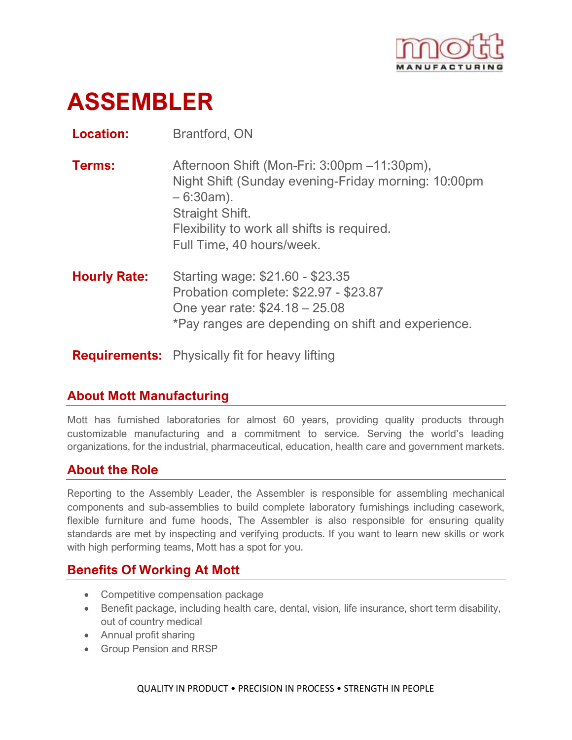# ASSEMBLER

**Location:** Brantford, ON

**Terms:** Afternoon Shift (Mon-Fri: 3:00pm –11:30pm),
Night Shift (Sunday evening-Friday morning: 10:00pm – 6:30am).
Straight Shift.
Flexibility to work all shifts is required.
Full Time, 40 hours/week.

**Hourly Rate:** Starting wage: $21.60 - $23.35
Probation complete: $22.97 - $23.87
One year rate: $24.18 – 25.08
*Pay ranges are depending on shift and experience.

**Requirements:** Physically fit for heavy lifting

## About Mott Manufacturing

Mott has furnished laboratories for almost 60 years, providing quality products through customizable manufacturing and a commitment to service. Serving the world's leading organizations, for the industrial, pharmaceutical, education, health care and government markets.

## About the Role

Reporting to the Assembly Leader, the Assembler is responsible for assembling mechanical components and sub-assemblies to build complete laboratory furnishings including casework, flexible furniture and fume hoods, The Assembler is also responsible for ensuring quality standards are met by inspecting and verifying products. If you want to learn new skills or work with high performing teams, Mott has a spot for you.

## Benefits Of Working At Mott

- Competitive compensation package
- Benefit package, including health care, dental, vision, life insurance, short term disability, out of country medical
- Annual profit sharing
- Group Pension and RRSP

QUALITY IN PRODUCT • PRECISION IN PROCESS • STRENGTH IN PEOPLE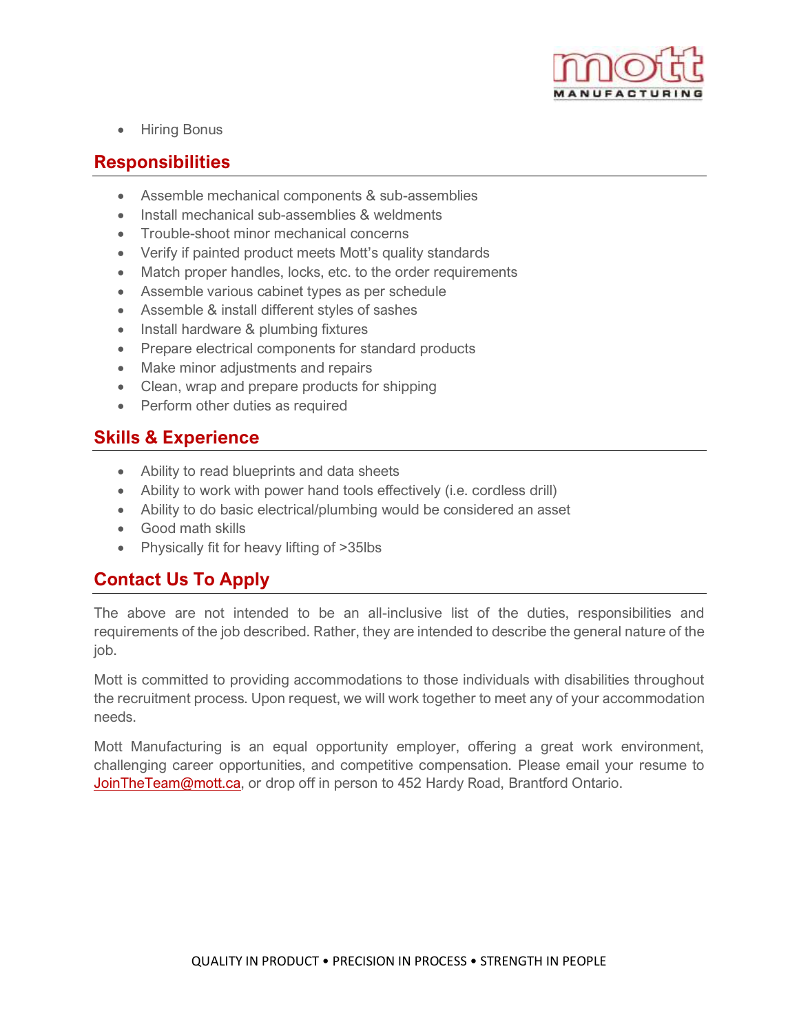- Hiring Bonus

## Responsibilities

- Assemble mechanical components & sub-assemblies
- Install mechanical sub-assemblies & weldments
- Trouble-shoot minor mechanical concerns
- Verify if painted product meets Mott's quality standards
- Match proper handles, locks, etc. to the order requirements
- Assemble various cabinet types as per schedule
- Assemble & install different styles of sashes
- Install hardware & plumbing fixtures
- Prepare electrical components for standard products
- Make minor adjustments and repairs
- Clean, wrap and prepare products for shipping
- Perform other duties as required

## Skills & Experience

- Ability to read blueprints and data sheets
- Ability to work with power hand tools effectively (i.e. cordless drill)
- Ability to do basic electrical/plumbing would be considered an asset
- Good math skills
- Physically fit for heavy lifting of >35lbs

## Contact Us To Apply

The above are not intended to be an all-inclusive list of the duties, responsibilities and requirements of the job described. Rather, they are intended to describe the general nature of the job.

Mott is committed to providing accommodations to those individuals with disabilities throughout the recruitment process. Upon request, we will work together to meet any of your accommodation needs.

Mott Manufacturing is an equal opportunity employer, offering a great work environment, challenging career opportunities, and competitive compensation. Please email your resume to JoinTheTeam@mott.ca, or drop off in person to 452 Hardy Road, Brantford Ontario.

QUALITY IN PRODUCT • PRECISION IN PROCESS • STRENGTH IN PEOPLE